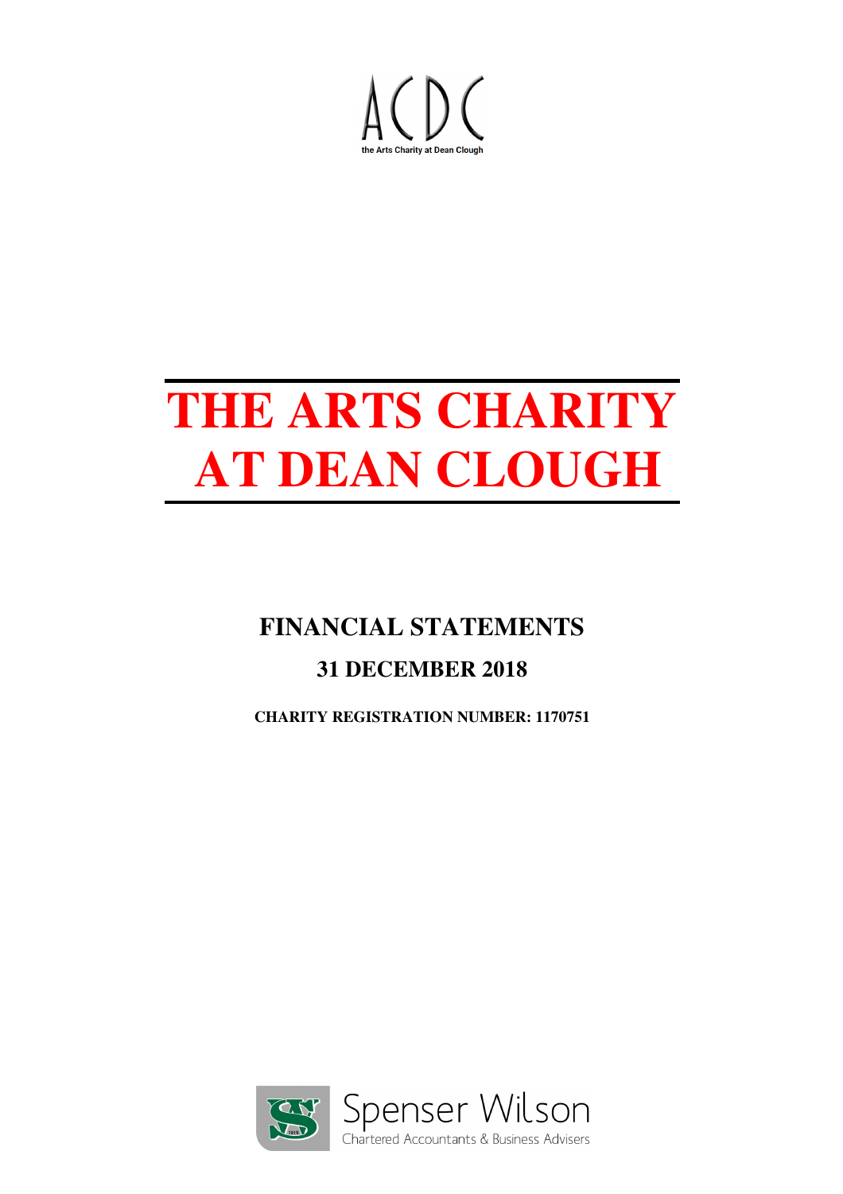ACDC

the Arts Charity at Dean Clough

# THE ARTS CHARITY AT DEAN CLOUGH

## FINANCIAL STATEMENTS

## 31 DECEMBER 2018

**CHARITY REGISTRATION NUMBER: 1170751**

Spenser Wilson

Chartered Accountants & Business Advisers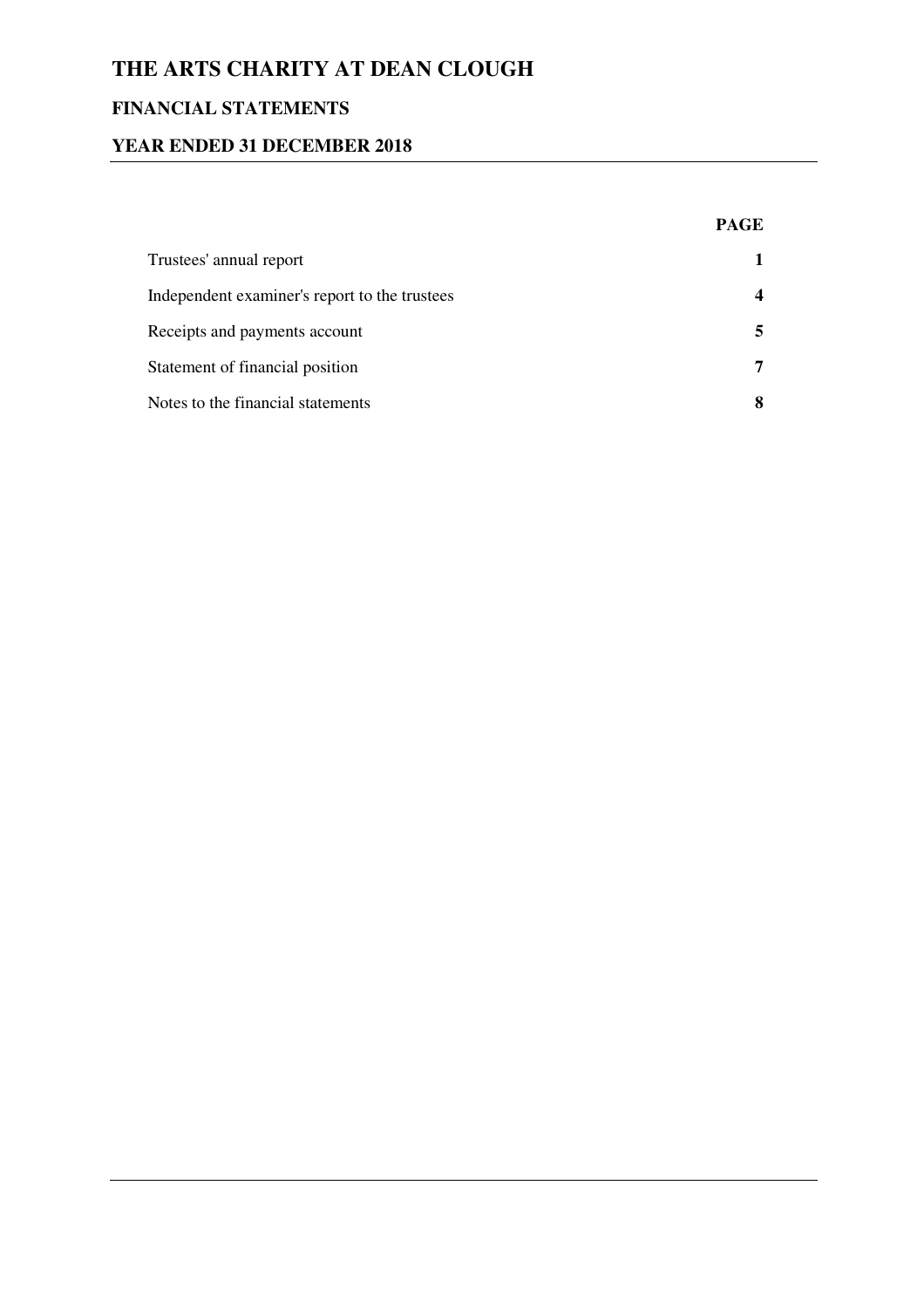# THE ARTS CHARITY AT DEAN CLOUGH

## FINANCIAL STATEMENTS

## YEAR ENDED 31 DECEMBER 2018

| | PAGE |
|---|---|
| Trustees' annual report | **1** |
| Independent examiner's report to the trustees | **4** |
| Receipts and payments account | **5** |
| Statement of financial position | **7** |
| Notes to the financial statements | **8** |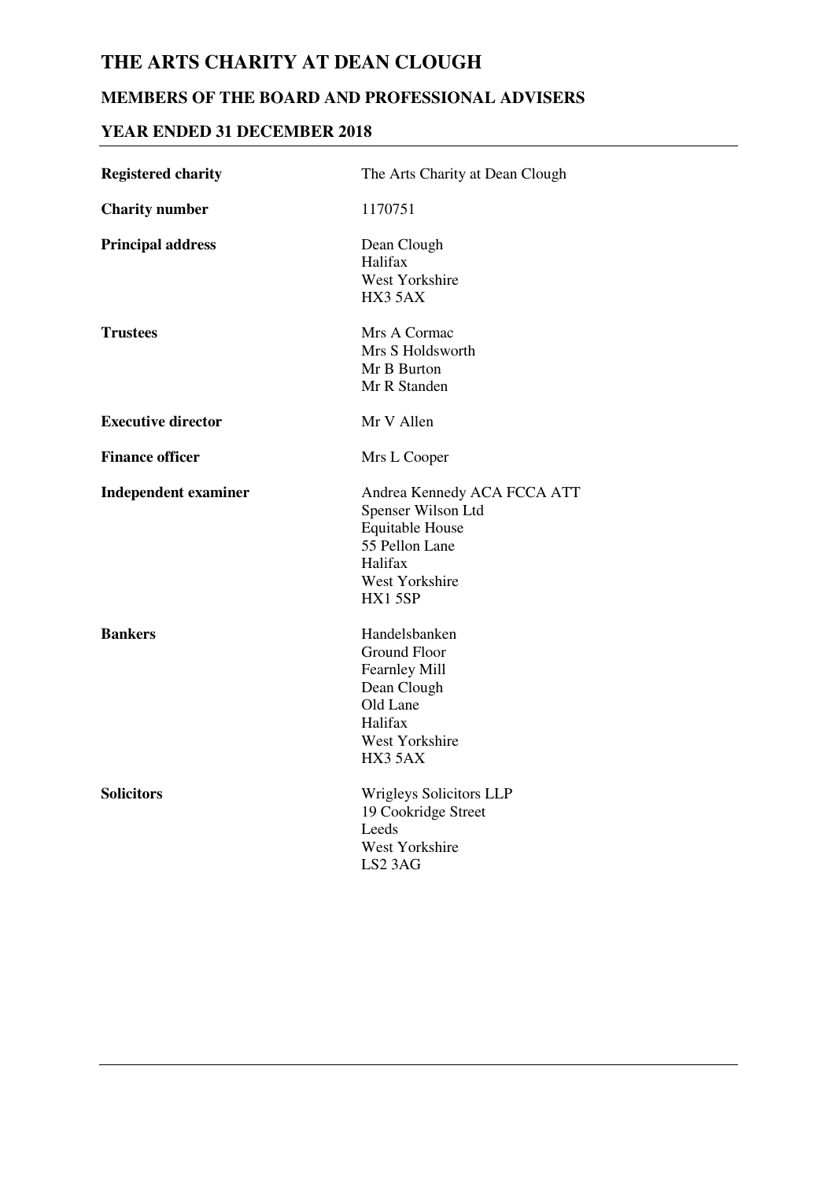# THE ARTS CHARITY AT DEAN CLOUGH

## MEMBERS OF THE BOARD AND PROFESSIONAL ADVISERS

## YEAR ENDED 31 DECEMBER 2018

| | |
|---|---|
| **Registered charity** | The Arts Charity at Dean Clough |
| **Charity number** | 1170751 |
| **Principal address** | Dean Clough<br>Halifax<br>West Yorkshire<br>HX3 5AX |
| **Trustees** | Mrs A Cormac<br>Mrs S Holdsworth<br>Mr B Burton<br>Mr R Standen |
| **Executive director** | Mr V Allen |
| **Finance officer** | Mrs L Cooper |
| **Independent examiner** | Andrea Kennedy ACA FCCA ATT<br>Spenser Wilson Ltd<br>Equitable House<br>55 Pellon Lane<br>Halifax<br>West Yorkshire<br>HX1 5SP |
| **Bankers** | Handelsbanken<br>Ground Floor<br>Fearnley Mill<br>Dean Clough<br>Old Lane<br>Halifax<br>West Yorkshire<br>HX3 5AX |
| **Solicitors** | Wrigleys Solicitors LLP<br>19 Cookridge Street<br>Leeds<br>West Yorkshire<br>LS2 3AG |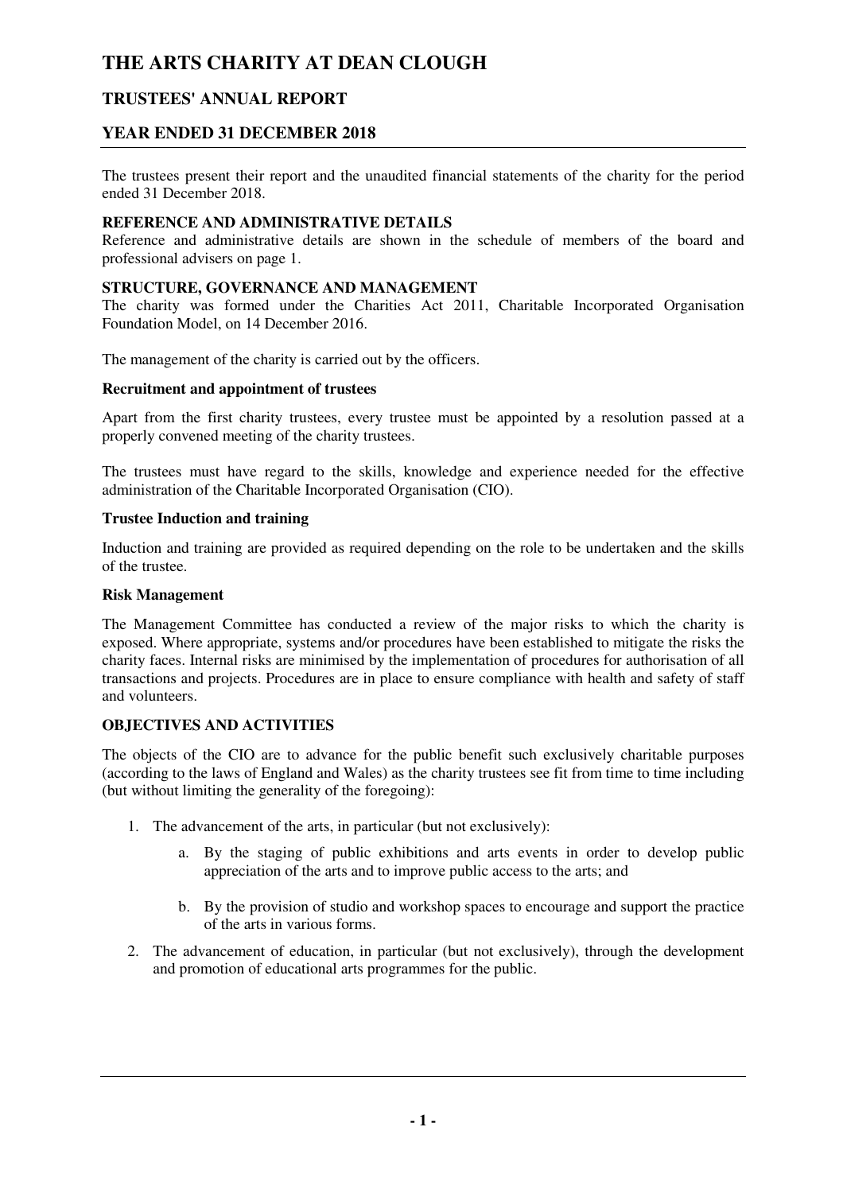# THE ARTS CHARITY AT DEAN CLOUGH

## TRUSTEES' ANNUAL REPORT

## YEAR ENDED 31 DECEMBER 2018

The trustees present their report and the unaudited financial statements of the charity for the period ended 31 December 2018.

**REFERENCE AND ADMINISTRATIVE DETAILS**
Reference and administrative details are shown in the schedule of members of the board and professional advisers on page 1.

**STRUCTURE, GOVERNANCE AND MANAGEMENT**
The charity was formed under the Charities Act 2011, Charitable Incorporated Organisation Foundation Model, on 14 December 2016.

The management of the charity is carried out by the officers.

**Recruitment and appointment of trustees**

Apart from the first charity trustees, every trustee must be appointed by a resolution passed at a properly convened meeting of the charity trustees.

The trustees must have regard to the skills, knowledge and experience needed for the effective administration of the Charitable Incorporated Organisation (CIO).

**Trustee Induction and training**

Induction and training are provided as required depending on the role to be undertaken and the skills of the trustee.

**Risk Management**

The Management Committee has conducted a review of the major risks to which the charity is exposed. Where appropriate, systems and/or procedures have been established to mitigate the risks the charity faces. Internal risks are minimised by the implementation of procedures for authorisation of all transactions and projects. Procedures are in place to ensure compliance with health and safety of staff and volunteers.

**OBJECTIVES AND ACTIVITIES**

The objects of the CIO are to advance for the public benefit such exclusively charitable purposes (according to the laws of England and Wales) as the charity trustees see fit from time to time including (but without limiting the generality of the foregoing):

1. The advancement of the arts, in particular (but not exclusively):
    a. By the staging of public exhibitions and arts events in order to develop public appreciation of the arts and to improve public access to the arts; and
    b. By the provision of studio and workshop spaces to encourage and support the practice of the arts in various forms.
2. The advancement of education, in particular (but not exclusively), through the development and promotion of educational arts programmes for the public.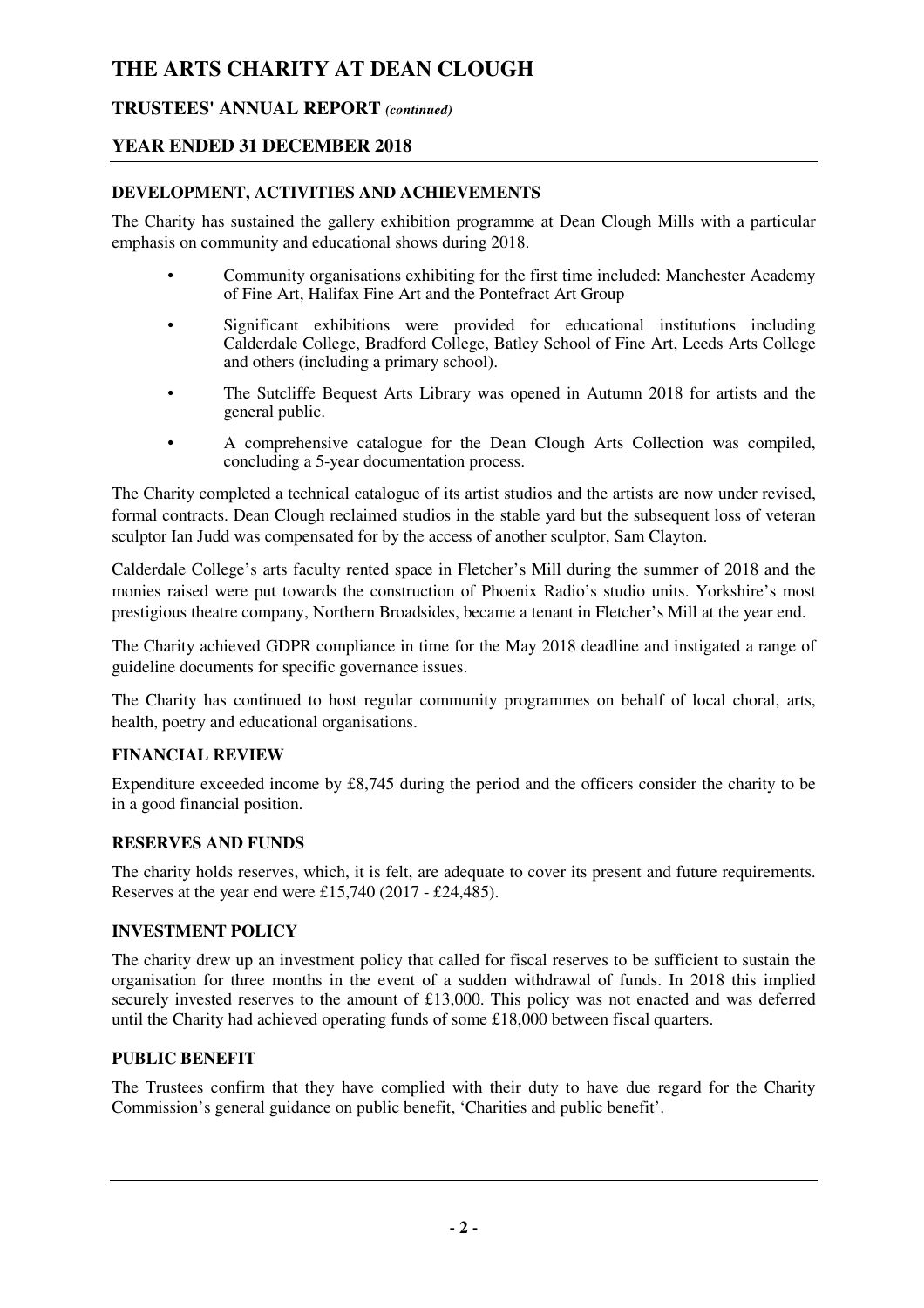# THE ARTS CHARITY AT DEAN CLOUGH

## TRUSTEES' ANNUAL REPORT *(continued)*

## YEAR ENDED 31 DECEMBER 2018

### DEVELOPMENT, ACTIVITIES AND ACHIEVEMENTS

The Charity has sustained the gallery exhibition programme at Dean Clough Mills with a particular emphasis on community and educational shows during 2018.

- Community organisations exhibiting for the first time included: Manchester Academy of Fine Art, Halifax Fine Art and the Pontefract Art Group
- Significant exhibitions were provided for educational institutions including Calderdale College, Bradford College, Batley School of Fine Art, Leeds Arts College and others (including a primary school).
- The Sutcliffe Bequest Arts Library was opened in Autumn 2018 for artists and the general public.
- A comprehensive catalogue for the Dean Clough Arts Collection was compiled, concluding a 5-year documentation process.

The Charity completed a technical catalogue of its artist studios and the artists are now under revised, formal contracts. Dean Clough reclaimed studios in the stable yard but the subsequent loss of veteran sculptor Ian Judd was compensated for by the access of another sculptor, Sam Clayton.

Calderdale College's arts faculty rented space in Fletcher's Mill during the summer of 2018 and the monies raised were put towards the construction of Phoenix Radio's studio units. Yorkshire's most prestigious theatre company, Northern Broadsides, became a tenant in Fletcher's Mill at the year end.

The Charity achieved GDPR compliance in time for the May 2018 deadline and instigated a range of guideline documents for specific governance issues.

The Charity has continued to host regular community programmes on behalf of local choral, arts, health, poetry and educational organisations.

### FINANCIAL REVIEW

Expenditure exceeded income by £8,745 during the period and the officers consider the charity to be in a good financial position.

### RESERVES AND FUNDS

The charity holds reserves, which, it is felt, are adequate to cover its present and future requirements. Reserves at the year end were £15,740 (2017 - £24,485).

### INVESTMENT POLICY

The charity drew up an investment policy that called for fiscal reserves to be sufficient to sustain the organisation for three months in the event of a sudden withdrawal of funds. In 2018 this implied securely invested reserves to the amount of £13,000. This policy was not enacted and was deferred until the Charity had achieved operating funds of some £18,000 between fiscal quarters.

### PUBLIC BENEFIT

The Trustees confirm that they have complied with their duty to have due regard for the Charity Commission's general guidance on public benefit, 'Charities and public benefit'.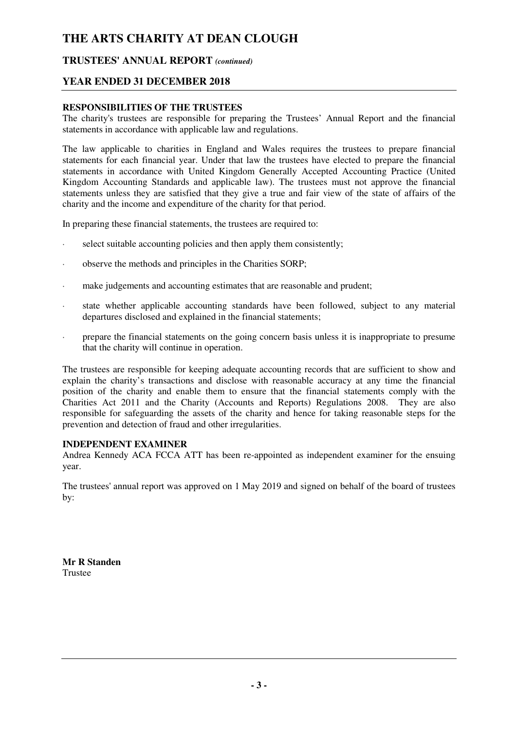# THE ARTS CHARITY AT DEAN CLOUGH

## TRUSTEES' ANNUAL REPORT *(continued)*

## YEAR ENDED 31 DECEMBER 2018

**RESPONSIBILITIES OF THE TRUSTEES**

The charity's trustees are responsible for preparing the Trustees' Annual Report and the financial statements in accordance with applicable law and regulations.

The law applicable to charities in England and Wales requires the trustees to prepare financial statements for each financial year. Under that law the trustees have elected to prepare the financial statements in accordance with United Kingdom Generally Accepted Accounting Practice (United Kingdom Accounting Standards and applicable law). The trustees must not approve the financial statements unless they are satisfied that they give a true and fair view of the state of affairs of the charity and the income and expenditure of the charity for that period.

In preparing these financial statements, the trustees are required to:

- select suitable accounting policies and then apply them consistently;
- observe the methods and principles in the Charities SORP;
- make judgements and accounting estimates that are reasonable and prudent;
- state whether applicable accounting standards have been followed, subject to any material departures disclosed and explained in the financial statements;
- prepare the financial statements on the going concern basis unless it is inappropriate to presume that the charity will continue in operation.

The trustees are responsible for keeping adequate accounting records that are sufficient to show and explain the charity's transactions and disclose with reasonable accuracy at any time the financial position of the charity and enable them to ensure that the financial statements comply with the Charities Act 2011 and the Charity (Accounts and Reports) Regulations 2008. They are also responsible for safeguarding the assets of the charity and hence for taking reasonable steps for the prevention and detection of fraud and other irregularities.

**INDEPENDENT EXAMINER**

Andrea Kennedy ACA FCCA ATT has been re-appointed as independent examiner for the ensuing year.

The trustees' annual report was approved on 1 May 2019 and signed on behalf of the board of trustees by:

**Mr R Standen**
Trustee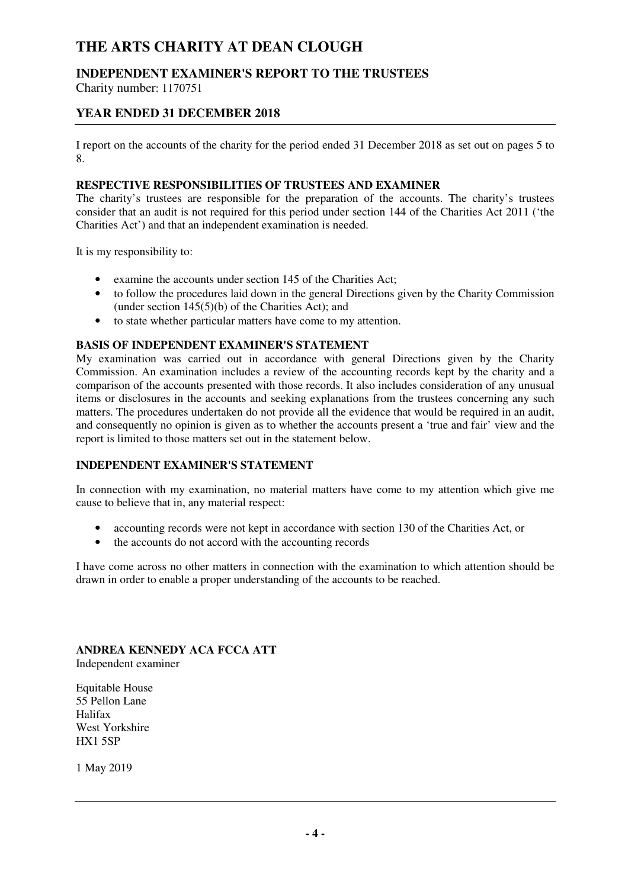# THE ARTS CHARITY AT DEAN CLOUGH

## INDEPENDENT EXAMINER'S REPORT TO THE TRUSTEES

Charity number: 1170751

## YEAR ENDED 31 DECEMBER 2018

I report on the accounts of the charity for the period ended 31 December 2018 as set out on pages 5 to 8.

**RESPECTIVE RESPONSIBILITIES OF TRUSTEES AND EXAMINER**

The charity's trustees are responsible for the preparation of the accounts. The charity's trustees consider that an audit is not required for this period under section 144 of the Charities Act 2011 ('the Charities Act') and that an independent examination is needed.

It is my responsibility to:

- examine the accounts under section 145 of the Charities Act;
- to follow the procedures laid down in the general Directions given by the Charity Commission (under section 145(5)(b) of the Charities Act); and
- to state whether particular matters have come to my attention.

**BASIS OF INDEPENDENT EXAMINER'S STATEMENT**

My examination was carried out in accordance with general Directions given by the Charity Commission. An examination includes a review of the accounting records kept by the charity and a comparison of the accounts presented with those records. It also includes consideration of any unusual items or disclosures in the accounts and seeking explanations from the trustees concerning any such matters. The procedures undertaken do not provide all the evidence that would be required in an audit, and consequently no opinion is given as to whether the accounts present a 'true and fair' view and the report is limited to those matters set out in the statement below.

**INDEPENDENT EXAMINER'S STATEMENT**

In connection with my examination, no material matters have come to my attention which give me cause to believe that in, any material respect:

- accounting records were not kept in accordance with section 130 of the Charities Act, or
- the accounts do not accord with the accounting records

I have come across no other matters in connection with the examination to which attention should be drawn in order to enable a proper understanding of the accounts to be reached.

**ANDREA KENNEDY ACA FCCA ATT**
Independent examiner

Equitable House
55 Pellon Lane
Halifax
West Yorkshire
HX1 5SP

1 May 2019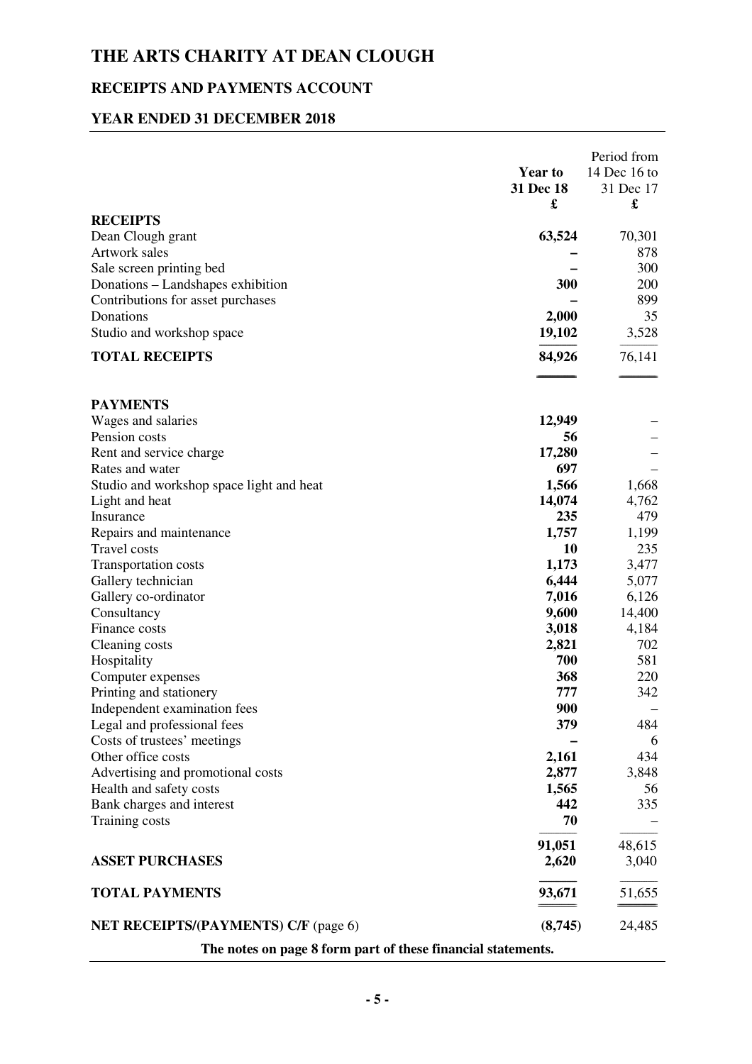# THE ARTS CHARITY AT DEAN CLOUGH

## RECEIPTS AND PAYMENTS ACCOUNT

## YEAR ENDED 31 DECEMBER 2018

| | Year to 31 Dec 18 £ | Period from 14 Dec 16 to 31 Dec 17 £ |
|---|---|---|
| **RECEIPTS** | | |
| Dean Clough grant | **63,524** | 70,301 |
| Artwork sales | **–** | 878 |
| Sale screen printing bed | **–** | 300 |
| Donations – Landshapes exhibition | **300** | 200 |
| Contributions for asset purchases | **–** | 899 |
| Donations | **2,000** | 35 |
| Studio and workshop space | **19,102** | 3,528 |
| **TOTAL RECEIPTS** | **84,926** | 76,141 |
| | | |
| **PAYMENTS** | | |
| Wages and salaries | **12,949** | – |
| Pension costs | **56** | – |
| Rent and service charge | **17,280** | – |
| Rates and water | **697** | – |
| Studio and workshop space light and heat | **1,566** | 1,668 |
| Light and heat | **14,074** | 4,762 |
| Insurance | **235** | 479 |
| Repairs and maintenance | **1,757** | 1,199 |
| Travel costs | **10** | 235 |
| Transportation costs | **1,173** | 3,477 |
| Gallery technician | **6,444** | 5,077 |
| Gallery co-ordinator | **7,016** | 6,126 |
| Consultancy | **9,600** | 14,400 |
| Finance costs | **3,018** | 4,184 |
| Cleaning costs | **2,821** | 702 |
| Hospitality | **700** | 581 |
| Computer expenses | **368** | 220 |
| Printing and stationery | **777** | 342 |
| Independent examination fees | **900** | – |
| Legal and professional fees | **379** | 484 |
| Costs of trustees' meetings | **–** | 6 |
| Other office costs | **2,161** | 434 |
| Advertising and promotional costs | **2,877** | 3,848 |
| Health and safety costs | **1,565** | 56 |
| Bank charges and interest | **442** | 335 |
| Training costs | **70** | – |
| | **91,051** | 48,615 |
| **ASSET PURCHASES** | **2,620** | 3,040 |
| **TOTAL PAYMENTS** | **93,671** | 51,655 |
| **NET RECEIPTS/(PAYMENTS) C/F** (page 6) | **(8,745)** | 24,485 |

**The notes on page 8 form part of these financial statements.**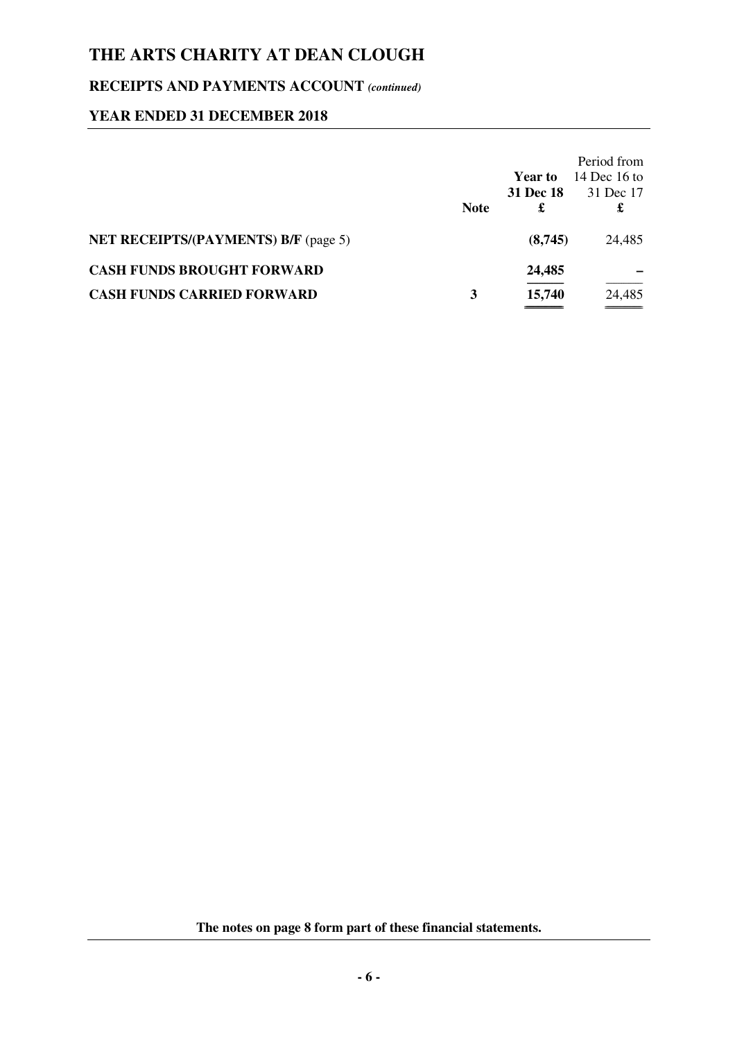# THE ARTS CHARITY AT DEAN CLOUGH

## RECEIPTS AND PAYMENTS ACCOUNT *(continued)*

## YEAR ENDED 31 DECEMBER 2018

| | Note | **Year to 31 Dec 18 £** | Period from 14 Dec 16 to 31 Dec 17 £ |
|---|---|---|---|
| **NET RECEIPTS/(PAYMENTS) B/F** (page 5) | | **(8,745)** | 24,485 |
| **CASH FUNDS BROUGHT FORWARD** | | **24,485** | – |
| **CASH FUNDS CARRIED FORWARD** | **3** | **15,740** | 24,485 |

**The notes on page 8 form part of these financial statements.**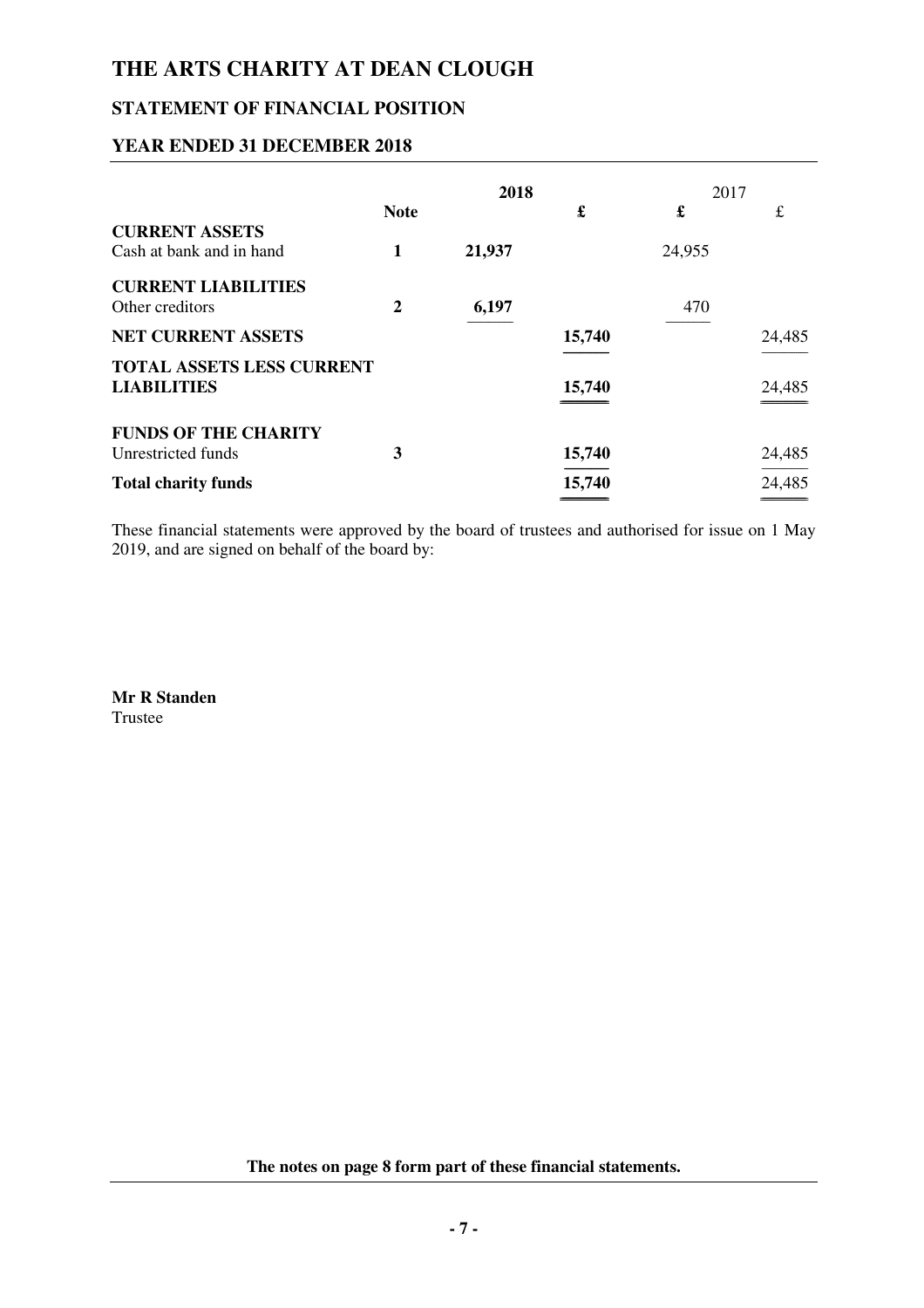# THE ARTS CHARITY AT DEAN CLOUGH

## STATEMENT OF FINANCIAL POSITION

## YEAR ENDED 31 DECEMBER 2018

| | Note | 2018 £ | 2018 £ | 2017 £ | 2017 £ |
|---|---|---|---|---|---|
| **CURRENT ASSETS** | | | | | |
| Cash at bank and in hand | **1** | **21,937** | | 24,955 | |
| **CURRENT LIABILITIES** | | | | | |
| Other creditors | **2** | **6,197** | | 470 | |
| **NET CURRENT ASSETS** | | | **15,740** | | 24,485 |
| **TOTAL ASSETS LESS CURRENT LIABILITIES** | | | **15,740** | | 24,485 |
| **FUNDS OF THE CHARITY** | | | | | |
| Unrestricted funds | **3** | | **15,740** | | 24,485 |
| **Total charity funds** | | | **15,740** | | 24,485 |

These financial statements were approved by the board of trustees and authorised for issue on 1 May 2019, and are signed on behalf of the board by:

**Mr R Standen**
Trustee

**The notes on page 8 form part of these financial statements.**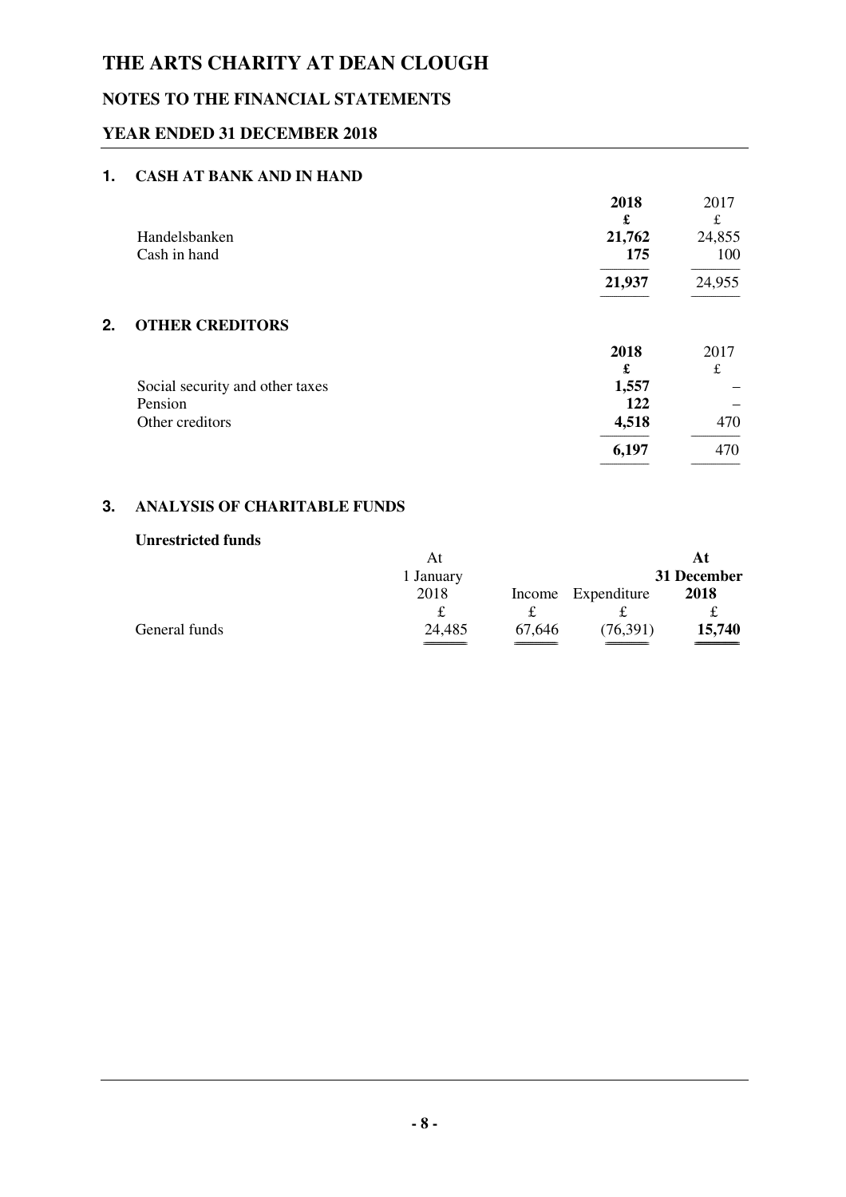# THE ARTS CHARITY AT DEAN CLOUGH

## NOTES TO THE FINANCIAL STATEMENTS

## YEAR ENDED 31 DECEMBER 2018

### 1. CASH AT BANK AND IN HAND

| | 2018 | 2017 |
|---|---|---|
| | £ | £ |
| Handelsbanken | 21,762 | 24,855 |
| Cash in hand | 175 | 100 |
| | 21,937 | 24,955 |

### 2. OTHER CREDITORS

| | 2018 | 2017 |
|---|---|---|
| | £ | £ |
| Social security and other taxes | 1,557 | – |
| Pension | 122 | – |
| Other creditors | 4,518 | 470 |
| | 6,197 | 470 |

### 3. ANALYSIS OF CHARITABLE FUNDS

**Unrestricted funds**

| | At 1 January 2018 | Income | Expenditure | At 31 December 2018 |
|---|---|---|---|---|
| | £ | £ | £ | £ |
| General funds | 24,485 | 67,646 | (76,391) | 15,740 |